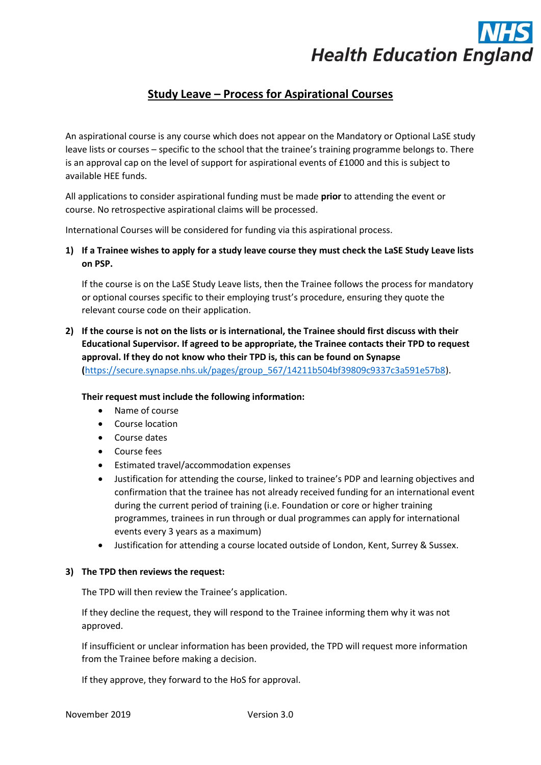NHS
Health Education England

# Study Leave – Process for Aspirational Courses

An aspirational course is any course which does not appear on the Mandatory or Optional LaSE study leave lists or courses – specific to the school that the trainee's training programme belongs to. There is an approval cap on the level of support for aspirational events of £1000 and this is subject to available HEE funds.

All applications to consider aspirational funding must be made **prior** to attending the event or course. No retrospective aspirational claims will be processed.

International Courses will be considered for funding via this aspirational process.

1) **If a Trainee wishes to apply for a study leave course they must check the LaSE Study Leave lists on PSP.**

   If the course is on the LaSE Study Leave lists, then the Trainee follows the process for mandatory or optional courses specific to their employing trust's procedure, ensuring they quote the relevant course code on their application.

2) **If the course is not on the lists or is international, the Trainee should first discuss with their Educational Supervisor. If agreed to be appropriate, the Trainee contacts their TPD to request approval. If they do not know who their TPD is, this can be found on Synapse (**[https://secure.synapse.nhs.uk/pages/group_567/14211b504bf39809c9337c3a591e57b8](https://secure.synapse.nhs.uk/pages/group_567/14211b504bf39809c9337c3a591e57b8)).

   **Their request must include the following information:**

   - Name of course
   - Course location
   - Course dates
   - Course fees
   - Estimated travel/accommodation expenses
   - Justification for attending the course, linked to trainee's PDP and learning objectives and confirmation that the trainee has not already received funding for an international event during the current period of training (i.e. Foundation or core or higher training programmes, trainees in run through or dual programmes can apply for international events every 3 years as a maximum)
   - Justification for attending a course located outside of London, Kent, Surrey & Sussex.

3) **The TPD then reviews the request:**

   The TPD will then review the Trainee's application.

   If they decline the request, they will respond to the Trainee informing them why it was not approved.

   If insufficient or unclear information has been provided, the TPD will request more information from the Trainee before making a decision.

   If they approve, they forward to the HoS for approval.

November 2019 Version 3.0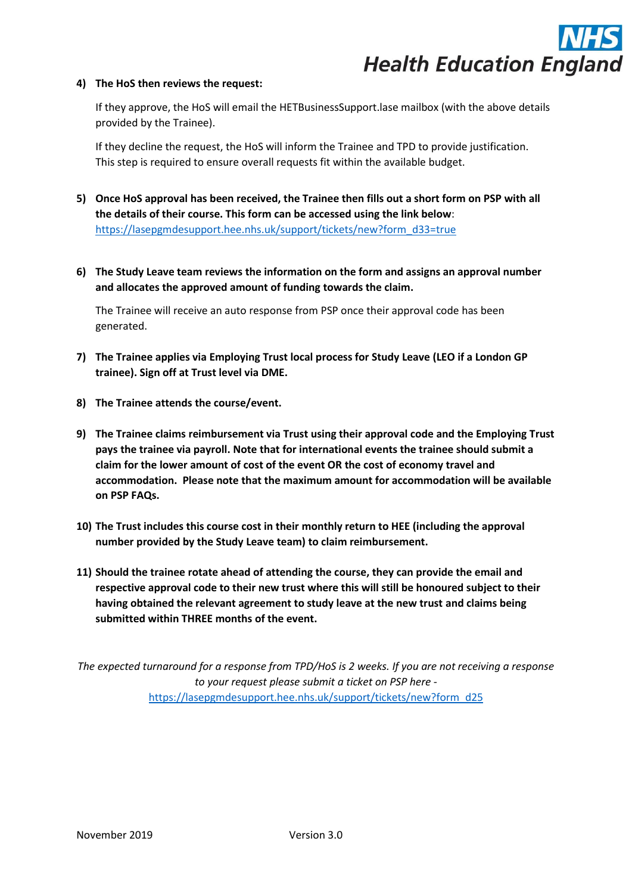4) **The HoS then reviews the request:**

   If they approve, the HoS will email the HETBusinessSupport.lase mailbox (with the above details provided by the Trainee).

   If they decline the request, the HoS will inform the Trainee and TPD to provide justification. This step is required to ensure overall requests fit within the available budget.

5) **Once HoS approval has been received, the Trainee then fills out a short form on PSP with all the details of their course. This form can be accessed using the link below**: https://lasepgmdesupport.hee.nhs.uk/support/tickets/new?form_d33=true

6) **The Study Leave team reviews the information on the form and assigns an approval number and allocates the approved amount of funding towards the claim.**

   The Trainee will receive an auto response from PSP once their approval code has been generated.

7) **The Trainee applies via Employing Trust local process for Study Leave (LEO if a London GP trainee). Sign off at Trust level via DME.**

8) **The Trainee attends the course/event.**

9) **The Trainee claims reimbursement via Trust using their approval code and the Employing Trust pays the trainee via payroll. Note that for international events the trainee should submit a claim for the lower amount of cost of the event OR the cost of economy travel and accommodation. Please note that the maximum amount for accommodation will be available on PSP FAQs.**

10) **The Trust includes this course cost in their monthly return to HEE (including the approval number provided by the Study Leave team) to claim reimbursement.**

11) **Should the trainee rotate ahead of attending the course, they can provide the email and respective approval code to their new trust where this will still be honoured subject to their having obtained the relevant agreement to study leave at the new trust and claims being submitted within THREE months of the event.**

*The expected turnaround for a response from TPD/HoS is 2 weeks. If you are not receiving a response to your request please submit a ticket on PSP here -* https://lasepgmdesupport.hee.nhs.uk/support/tickets/new?form_d25

November 2019 Version 3.0